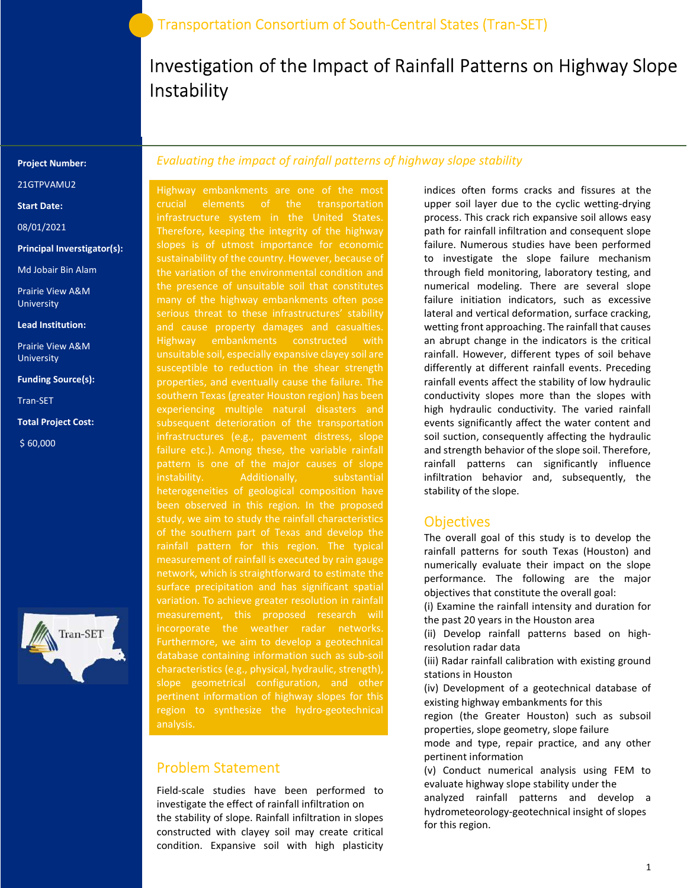Transportation Consortium of South-Central States (Tran-SET)

# Investigation of the Impact of Rainfall Patterns on Highway Slope Instability

**Project Number:**

21GTPVAMU2

**Start Date:**

08/01/2021

**Principal Inverstigator(s):**

Md Jobair Bin Alam

Prairie View A&M University

**Lead Institution:**

Prairie View A&M University

**Funding Source(s):**

Tran-SET

**Total Project Cost:**

$ 60,000

*Evaluating the impact of rainfall patterns of highway slope stability*

Highway embankments are one of the most crucial elements of the transportation infrastructure system in the United States. Therefore, keeping the integrity of the highway slopes is of utmost importance for economic sustainability of the country. However, because of the variation of the environmental condition and the presence of unsuitable soil that constitutes many of the highway embankments often pose serious threat to these infrastructures' stability and cause property damages and casualties. Highway embankments constructed with unsuitable soil, especially expansive clayey soil are susceptible to reduction in the shear strength properties, and eventually cause the failure. The southern Texas (greater Houston region) has been experiencing multiple natural disasters and subsequent deterioration of the transportation infrastructures (e.g., pavement distress, slope failure etc.). Among these, the variable rainfall pattern is one of the major causes of slope instability. Additionally, substantial heterogeneities of geological composition have been observed in this region. In the proposed study, we aim to study the rainfall characteristics of the southern part of Texas and develop the rainfall pattern for this region. The typical measurement of rainfall is executed by rain gauge network, which is straightforward to estimate the surface precipitation and has significant spatial variation. To achieve greater resolution in rainfall measurement, this proposed research will incorporate the weather radar networks. Furthermore, we aim to develop a geotechnical database containing information such as sub-soil characteristics (e.g., physical, hydraulic, strength), slope geometrical configuration, and other pertinent information of highway slopes for this region to synthesize the hydro-geotechnical analysis.

## Problem Statement

Field-scale studies have been performed to investigate the effect of rainfall infiltration on the stability of slope. Rainfall infiltration in slopes constructed with clayey soil may create critical condition. Expansive soil with high plasticity indices often forms cracks and fissures at the upper soil layer due to the cyclic wetting-drying process. This crack rich expansive soil allows easy path for rainfall infiltration and consequent slope failure. Numerous studies have been performed to investigate the slope failure mechanism through field monitoring, laboratory testing, and numerical modeling. There are several slope failure initiation indicators, such as excessive lateral and vertical deformation, surface cracking, wetting front approaching. The rainfall that causes an abrupt change in the indicators is the critical rainfall. However, different types of soil behave differently at different rainfall events. Preceding rainfall events affect the stability of low hydraulic conductivity slopes more than the slopes with high hydraulic conductivity. The varied rainfall events significantly affect the water content and soil suction, consequently affecting the hydraulic and strength behavior of the slope soil. Therefore, rainfall patterns can significantly influence infiltration behavior and, subsequently, the stability of the slope.

## Objectives

The overall goal of this study is to develop the rainfall patterns for south Texas (Houston) and numerically evaluate their impact on the slope performance. The following are the major objectives that constitute the overall goal:

(i) Examine the rainfall intensity and duration for the past 20 years in the Houston area

(ii) Develop rainfall patterns based on high-resolution radar data

(iii) Radar rainfall calibration with existing ground stations in Houston

(iv) Development of a geotechnical database of existing highway embankments for this region (the Greater Houston) such as subsoil properties, slope geometry, slope failure mode and type, repair practice, and any other pertinent information

(v) Conduct numerical analysis using FEM to evaluate highway slope stability under the analyzed rainfall patterns and develop a hydrometeorology-geotechnical insight of slopes for this region.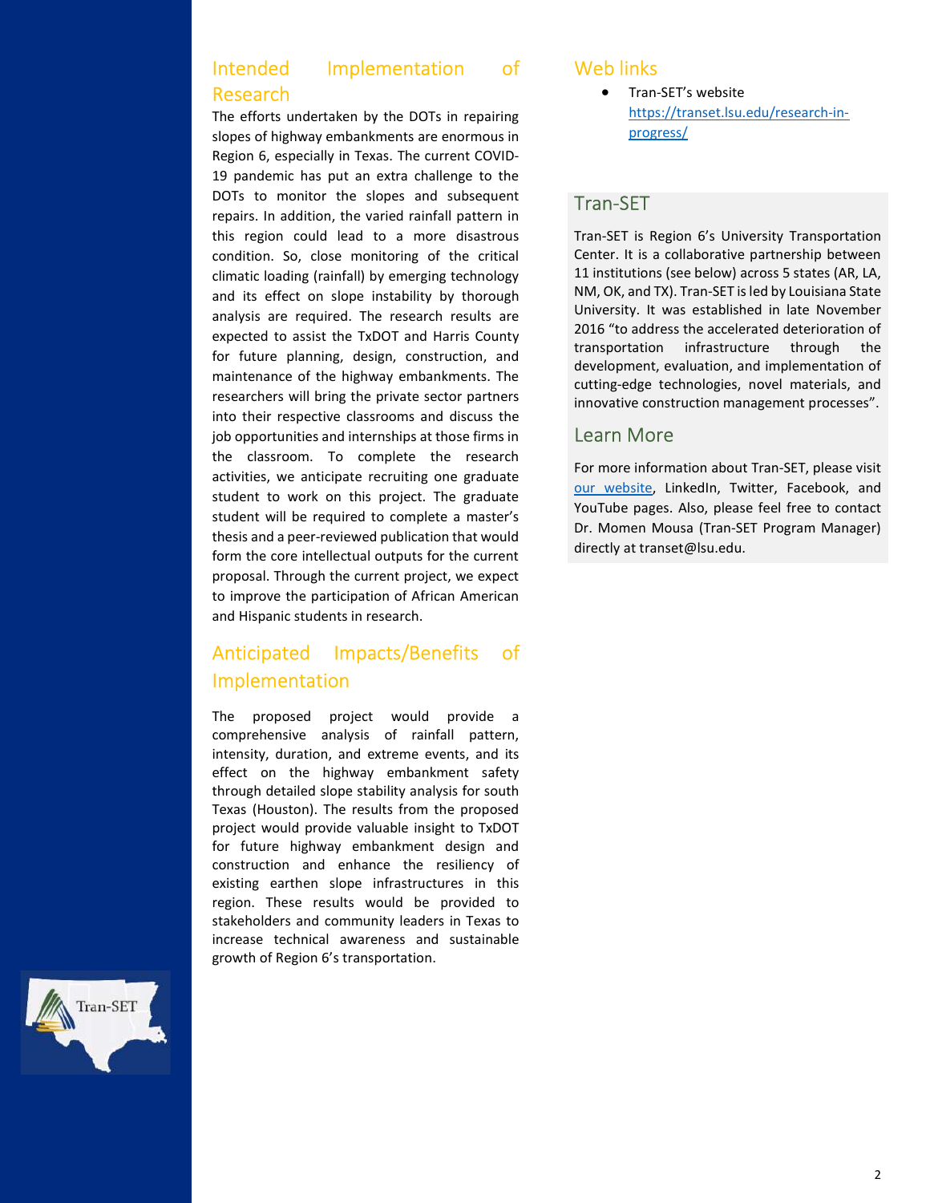## Intended Implementation of Research

The efforts undertaken by the DOTs in repairing slopes of highway embankments are enormous in Region 6, especially in Texas. The current COVID-19 pandemic has put an extra challenge to the DOTs to monitor the slopes and subsequent repairs. In addition, the varied rainfall pattern in this region could lead to a more disastrous condition. So, close monitoring of the critical climatic loading (rainfall) by emerging technology and its effect on slope instability by thorough analysis are required. The research results are expected to assist the TxDOT and Harris County for future planning, design, construction, and maintenance of the highway embankments. The researchers will bring the private sector partners into their respective classrooms and discuss the job opportunities and internships at those firms in the classroom. To complete the research activities, we anticipate recruiting one graduate student to work on this project. The graduate student will be required to complete a master's thesis and a peer-reviewed publication that would form the core intellectual outputs for the current proposal. Through the current project, we expect to improve the participation of African American and Hispanic students in research.

## Anticipated Impacts/Benefits of Implementation

The proposed project would provide a comprehensive analysis of rainfall pattern, intensity, duration, and extreme events, and its effect on the highway embankment safety through detailed slope stability analysis for south Texas (Houston). The results from the proposed project would provide valuable insight to TxDOT for future highway embankment design and construction and enhance the resiliency of existing earthen slope infrastructures in this region. These results would be provided to stakeholders and community leaders in Texas to increase technical awareness and sustainable growth of Region 6's transportation.

## Web links

- Tran-SET's website https://transet.lsu.edu/research-in-progress/

## Tran-SET

Tran-SET is Region 6's University Transportation Center. It is a collaborative partnership between 11 institutions (see below) across 5 states (AR, LA, NM, OK, and TX). Tran-SET is led by Louisiana State University. It was established in late November 2016 "to address the accelerated deterioration of transportation infrastructure through the development, evaluation, and implementation of cutting-edge technologies, novel materials, and innovative construction management processes".

## Learn More

For more information about Tran-SET, please visit our website, LinkedIn, Twitter, Facebook, and YouTube pages. Also, please feel free to contact Dr. Momen Mousa (Tran-SET Program Manager) directly at transet@lsu.edu.